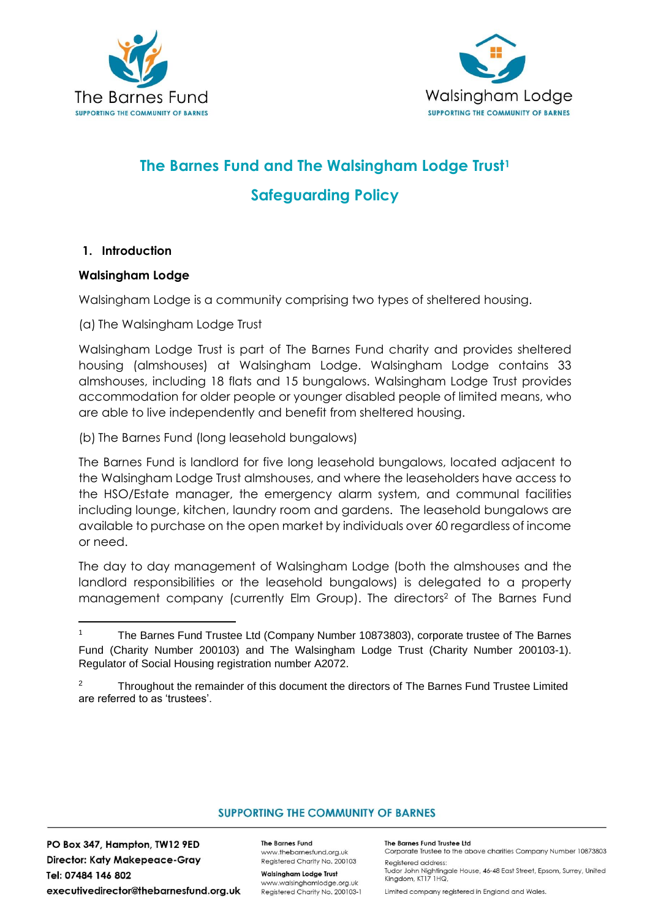# The Barnes Fund and The Walsingham Lodge Trust[1]

# Safeguarding Policy

## 1. Introduction

### Walsingham Lodge

Walsingham Lodge is a community comprising two types of sheltered housing.

(a) The Walsingham Lodge Trust

Walsingham Lodge Trust is part of The Barnes Fund charity and provides sheltered housing (almshouses) at Walsingham Lodge. Walsingham Lodge contains 33 almshouses, including 18 flats and 15 bungalows. Walsingham Lodge Trust provides accommodation for older people or younger disabled people of limited means, who are able to live independently and benefit from sheltered housing.

(b) The Barnes Fund (long leasehold bungalows)

The Barnes Fund is landlord for five long leasehold bungalows, located adjacent to the Walsingham Lodge Trust almshouses, and where the leaseholders have access to the HSO/Estate manager, the emergency alarm system, and communal facilities including lounge, kitchen, laundry room and gardens. The leasehold bungalows are available to purchase on the open market by individuals over 60 regardless of income or need.

The day to day management of Walsingham Lodge (both the almshouses and the landlord responsibilities or the leasehold bungalows) is delegated to a property management company (currently Elm Group). The directors[2] of The Barnes Fund

---

[1] The Barnes Fund Trustee Ltd (Company Number 10873803), corporate trustee of The Barnes Fund (Charity Number 200103) and The Walsingham Lodge Trust (Charity Number 200103-1). Regulator of Social Housing registration number A2072.

[2] Throughout the remainder of this document the directors of The Barnes Fund Trustee Limited are referred to as 'trustees'.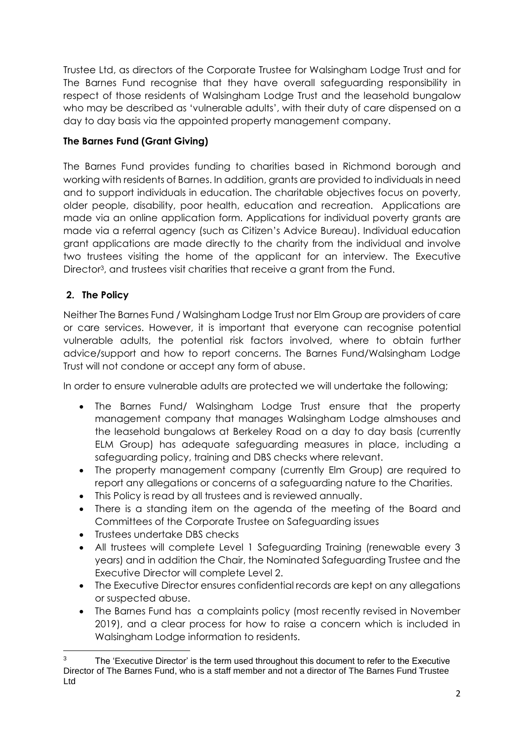Trustee Ltd, as directors of the Corporate Trustee for Walsingham Lodge Trust and for The Barnes Fund recognise that they have overall safeguarding responsibility in respect of those residents of Walsingham Lodge Trust and the leasehold bungalow who may be described as 'vulnerable adults', with their duty of care dispensed on a day to day basis via the appointed property management company.

**The Barnes Fund (Grant Giving)**

The Barnes Fund provides funding to charities based in Richmond borough and working with residents of Barnes. In addition, grants are provided to individuals in need and to support individuals in education. The charitable objectives focus on poverty, older people, disability, poor health, education and recreation. Applications are made via an online application form. Applications for individual poverty grants are made via a referral agency (such as Citizen's Advice Bureau). Individual education grant applications are made directly to the charity from the individual and involve two trustees visiting the home of the applicant for an interview. The Executive Director[3], and trustees visit charities that receive a grant from the Fund.

## 2. The Policy

Neither The Barnes Fund / Walsingham Lodge Trust nor Elm Group are providers of care or care services. However, it is important that everyone can recognise potential vulnerable adults, the potential risk factors involved, where to obtain further advice/support and how to report concerns. The Barnes Fund/Walsingham Lodge Trust will not condone or accept any form of abuse.

In order to ensure vulnerable adults are protected we will undertake the following;

- The Barnes Fund/ Walsingham Lodge Trust ensure that the property management company that manages Walsingham Lodge almshouses and the leasehold bungalows at Berkeley Road on a day to day basis (currently ELM Group) has adequate safeguarding measures in place, including a safeguarding policy, training and DBS checks where relevant.
- The property management company (currently Elm Group) are required to report any allegations or concerns of a safeguarding nature to the Charities.
- This Policy is read by all trustees and is reviewed annually.
- There is a standing item on the agenda of the meeting of the Board and Committees of the Corporate Trustee on Safeguarding issues
- Trustees undertake DBS checks
- All trustees will complete Level 1 Safeguarding Training (renewable every 3 years) and in addition the Chair, the Nominated Safeguarding Trustee and the Executive Director will complete Level 2.
- The Executive Director ensures confidential records are kept on any allegations or suspected abuse.
- The Barnes Fund has a complaints policy (most recently revised in November 2019), and a clear process for how to raise a concern which is included in Walsingham Lodge information to residents.

[3] The 'Executive Director' is the term used throughout this document to refer to the Executive Director of The Barnes Fund, who is a staff member and not a director of The Barnes Fund Trustee Ltd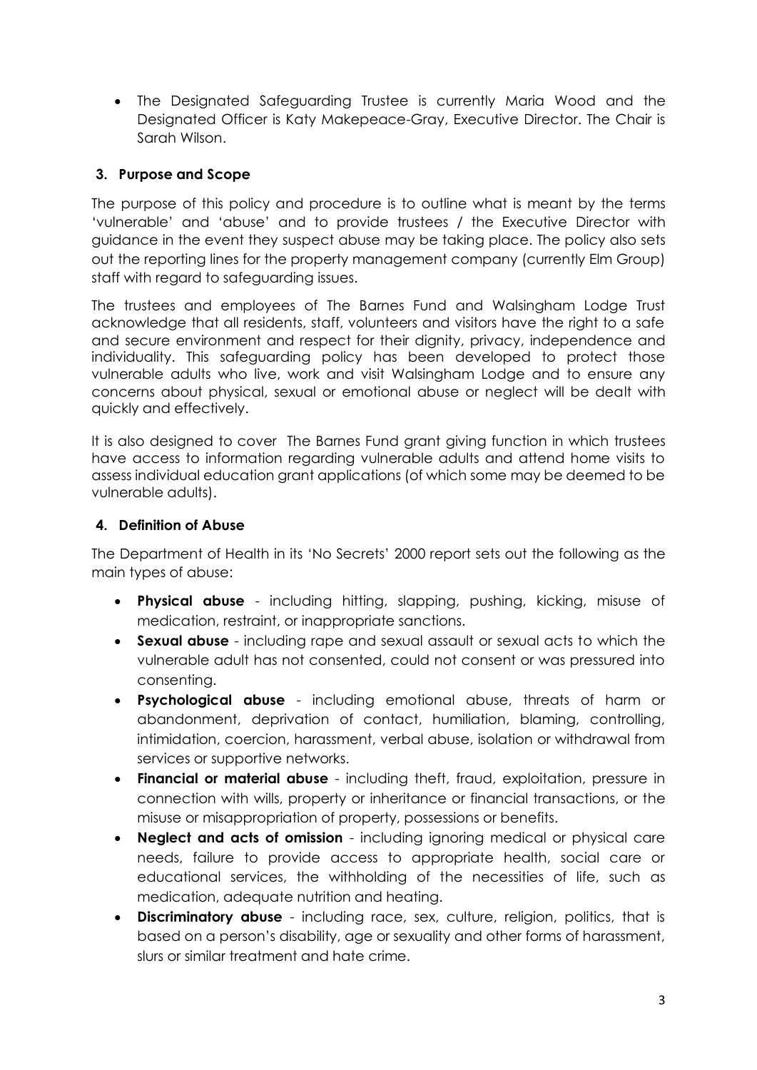- The Designated Safeguarding Trustee is currently Maria Wood and the Designated Officer is Katy Makepeace-Gray, Executive Director. The Chair is Sarah Wilson.

## 3. Purpose and Scope

The purpose of this policy and procedure is to outline what is meant by the terms 'vulnerable' and 'abuse' and to provide trustees / the Executive Director with guidance in the event they suspect abuse may be taking place. The policy also sets out the reporting lines for the property management company (currently Elm Group) staff with regard to safeguarding issues.

The trustees and employees of The Barnes Fund and Walsingham Lodge Trust acknowledge that all residents, staff, volunteers and visitors have the right to a safe and secure environment and respect for their dignity, privacy, independence and individuality. This safeguarding policy has been developed to protect those vulnerable adults who live, work and visit Walsingham Lodge and to ensure any concerns about physical, sexual or emotional abuse or neglect will be dealt with quickly and effectively.

It is also designed to cover The Barnes Fund grant giving function in which trustees have access to information regarding vulnerable adults and attend home visits to assess individual education grant applications (of which some may be deemed to be vulnerable adults).

## 4. Definition of Abuse

The Department of Health in its 'No Secrets' 2000 report sets out the following as the main types of abuse:

- **Physical abuse** - including hitting, slapping, pushing, kicking, misuse of medication, restraint, or inappropriate sanctions.
- **Sexual abuse** - including rape and sexual assault or sexual acts to which the vulnerable adult has not consented, could not consent or was pressured into consenting.
- **Psychological abuse** - including emotional abuse, threats of harm or abandonment, deprivation of contact, humiliation, blaming, controlling, intimidation, coercion, harassment, verbal abuse, isolation or withdrawal from services or supportive networks.
- **Financial or material abuse** - including theft, fraud, exploitation, pressure in connection with wills, property or inheritance or financial transactions, or the misuse or misappropriation of property, possessions or benefits.
- **Neglect and acts of omission** - including ignoring medical or physical care needs, failure to provide access to appropriate health, social care or educational services, the withholding of the necessities of life, such as medication, adequate nutrition and heating.
- **Discriminatory abuse** - including race, sex, culture, religion, politics, that is based on a person's disability, age or sexuality and other forms of harassment, slurs or similar treatment and hate crime.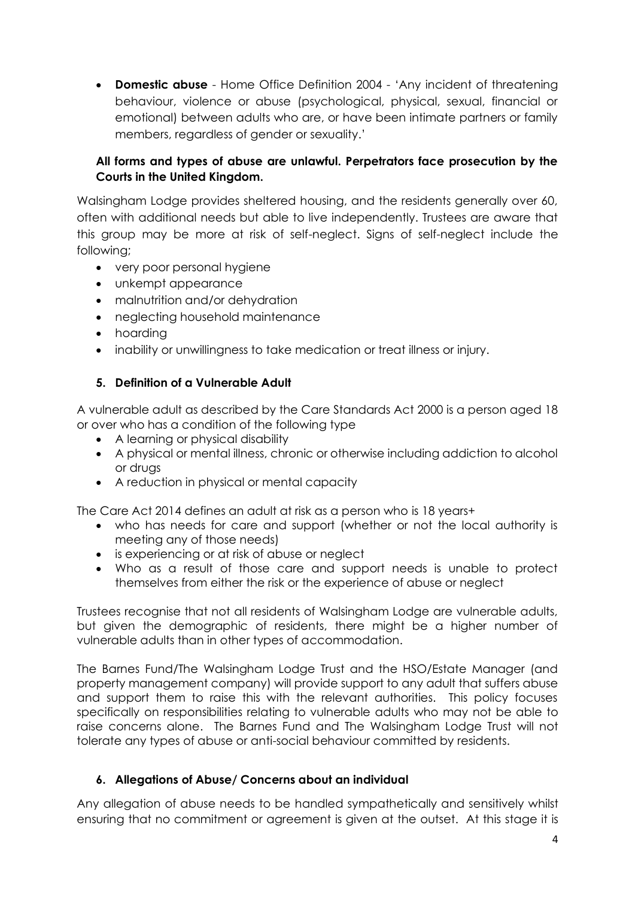- **Domestic abuse** - Home Office Definition 2004 - 'Any incident of threatening behaviour, violence or abuse (psychological, physical, sexual, financial or emotional) between adults who are, or have been intimate partners or family members, regardless of gender or sexuality.'

**All forms and types of abuse are unlawful. Perpetrators face prosecution by the Courts in the United Kingdom.**

Walsingham Lodge provides sheltered housing, and the residents generally over 60, often with additional needs but able to live independently. Trustees are aware that this group may be more at risk of self-neglect. Signs of self-neglect include the following;

- very poor personal hygiene
- unkempt appearance
- malnutrition and/or dehydration
- neglecting household maintenance
- hoarding
- inability or unwillingness to take medication or treat illness or injury.

## 5. Definition of a Vulnerable Adult

A vulnerable adult as described by the Care Standards Act 2000 is a person aged 18 or over who has a condition of the following type

- A learning or physical disability
- A physical or mental illness, chronic or otherwise including addiction to alcohol or drugs
- A reduction in physical or mental capacity

The Care Act 2014 defines an adult at risk as a person who is 18 years+

- who has needs for care and support (whether or not the local authority is meeting any of those needs)
- is experiencing or at risk of abuse or neglect
- Who as a result of those care and support needs is unable to protect themselves from either the risk or the experience of abuse or neglect

Trustees recognise that not all residents of Walsingham Lodge are vulnerable adults, but given the demographic of residents, there might be a higher number of vulnerable adults than in other types of accommodation.

The Barnes Fund/The Walsingham Lodge Trust and the HSO/Estate Manager (and property management company) will provide support to any adult that suffers abuse and support them to raise this with the relevant authorities. This policy focuses specifically on responsibilities relating to vulnerable adults who may not be able to raise concerns alone. The Barnes Fund and The Walsingham Lodge Trust will not tolerate any types of abuse or anti-social behaviour committed by residents.

## 6. Allegations of Abuse/ Concerns about an individual

Any allegation of abuse needs to be handled sympathetically and sensitively whilst ensuring that no commitment or agreement is given at the outset. At this stage it is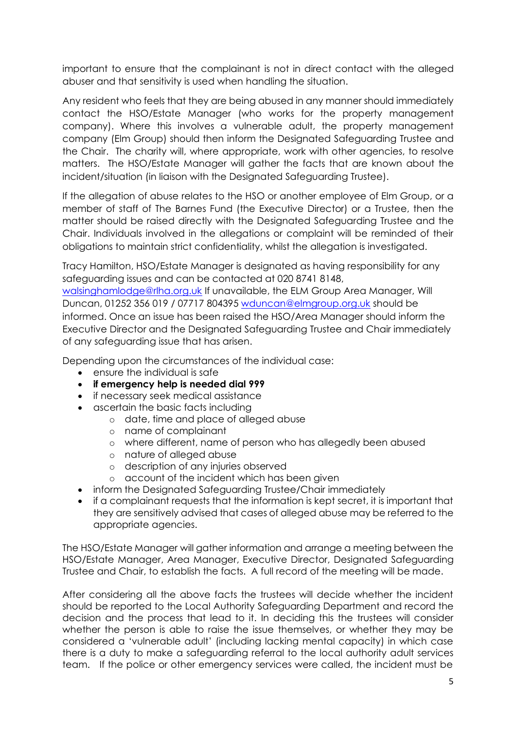important to ensure that the complainant is not in direct contact with the alleged abuser and that sensitivity is used when handling the situation.

Any resident who feels that they are being abused in any manner should immediately contact the HSO/Estate Manager (who works for the property management company). Where this involves a vulnerable adult, the property management company (Elm Group) should then inform the Designated Safeguarding Trustee and the Chair. The charity will, where appropriate, work with other agencies, to resolve matters. The HSO/Estate Manager will gather the facts that are known about the incident/situation (in liaison with the Designated Safeguarding Trustee).

If the allegation of abuse relates to the HSO or another employee of Elm Group, or a member of staff of The Barnes Fund (the Executive Director) or a Trustee, then the matter should be raised directly with the Designated Safeguarding Trustee and the Chair. Individuals involved in the allegations or complaint will be reminded of their obligations to maintain strict confidentiality, whilst the allegation is investigated.

Tracy Hamilton, HSO/Estate Manager is designated as having responsibility for any safeguarding issues and can be contacted at 020 8741 8148, [walsinghamlodge@rlha.org.uk](mailto:walsinghamlodge@rlha.org.uk) If unavailable, the ELM Group Area Manager, Will Duncan, 01252 356 019 / 07717 804395 [wduncan@elmgroup.org.uk](mailto:wduncan@elmgroup.org.uk) should be informed. Once an issue has been raised the HSO/Area Manager should inform the Executive Director and the Designated Safeguarding Trustee and Chair immediately of any safeguarding issue that has arisen.

Depending upon the circumstances of the individual case:

- ensure the individual is safe
- **if emergency help is needed dial 999**
- if necessary seek medical assistance
- ascertain the basic facts including
  - date, time and place of alleged abuse
  - name of complainant
  - where different, name of person who has allegedly been abused
  - nature of alleged abuse
  - description of any injuries observed
  - account of the incident which has been given
- inform the Designated Safeguarding Trustee/Chair immediately
- if a complainant requests that the information is kept secret, it is important that they are sensitively advised that cases of alleged abuse may be referred to the appropriate agencies.

The HSO/Estate Manager will gather information and arrange a meeting between the HSO/Estate Manager, Area Manager, Executive Director, Designated Safeguarding Trustee and Chair, to establish the facts. A full record of the meeting will be made.

After considering all the above facts the trustees will decide whether the incident should be reported to the Local Authority Safeguarding Department and record the decision and the process that lead to it. In deciding this the trustees will consider whether the person is able to raise the issue themselves, or whether they may be considered a 'vulnerable adult' (including lacking mental capacity) in which case there is a duty to make a safeguarding referral to the local authority adult services team. If the police or other emergency services were called, the incident must be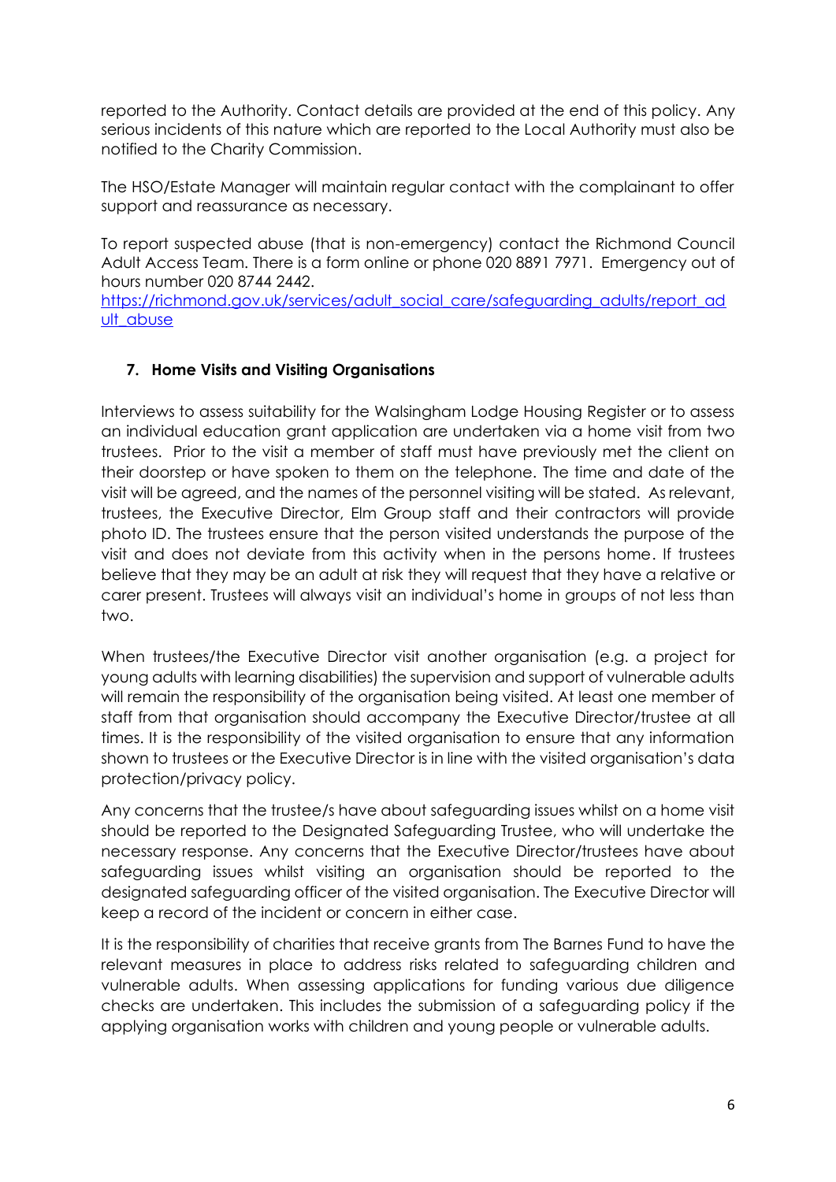reported to the Authority. Contact details are provided at the end of this policy. Any serious incidents of this nature which are reported to the Local Authority must also be notified to the Charity Commission.

The HSO/Estate Manager will maintain regular contact with the complainant to offer support and reassurance as necessary.

To report suspected abuse (that is non-emergency) contact the Richmond Council Adult Access Team. There is a form online or phone 020 8891 7971. Emergency out of hours number 020 8744 2442.
[https://richmond.gov.uk/services/adult_social_care/safeguarding_adults/report_adult_abuse](https://richmond.gov.uk/services/adult_social_care/safeguarding_adults/report_adult_abuse)

## 7. Home Visits and Visiting Organisations

Interviews to assess suitability for the Walsingham Lodge Housing Register or to assess an individual education grant application are undertaken via a home visit from two trustees. Prior to the visit a member of staff must have previously met the client on their doorstep or have spoken to them on the telephone. The time and date of the visit will be agreed, and the names of the personnel visiting will be stated. As relevant, trustees, the Executive Director, Elm Group staff and their contractors will provide photo ID. The trustees ensure that the person visited understands the purpose of the visit and does not deviate from this activity when in the persons home. If trustees believe that they may be an adult at risk they will request that they have a relative or carer present. Trustees will always visit an individual's home in groups of not less than two.

When trustees/the Executive Director visit another organisation (e.g. a project for young adults with learning disabilities) the supervision and support of vulnerable adults will remain the responsibility of the organisation being visited. At least one member of staff from that organisation should accompany the Executive Director/trustee at all times. It is the responsibility of the visited organisation to ensure that any information shown to trustees or the Executive Director is in line with the visited organisation's data protection/privacy policy.

Any concerns that the trustee/s have about safeguarding issues whilst on a home visit should be reported to the Designated Safeguarding Trustee, who will undertake the necessary response. Any concerns that the Executive Director/trustees have about safeguarding issues whilst visiting an organisation should be reported to the designated safeguarding officer of the visited organisation. The Executive Director will keep a record of the incident or concern in either case.

It is the responsibility of charities that receive grants from The Barnes Fund to have the relevant measures in place to address risks related to safeguarding children and vulnerable adults. When assessing applications for funding various due diligence checks are undertaken. This includes the submission of a safeguarding policy if the applying organisation works with children and young people or vulnerable adults.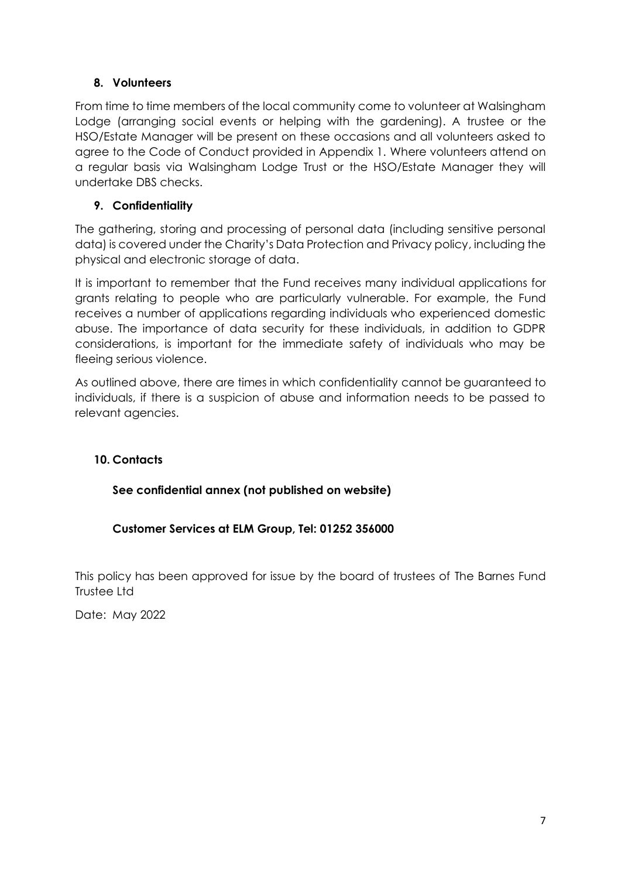## 8. Volunteers

From time to time members of the local community come to volunteer at Walsingham Lodge (arranging social events or helping with the gardening). A trustee or the HSO/Estate Manager will be present on these occasions and all volunteers asked to agree to the Code of Conduct provided in Appendix 1. Where volunteers attend on a regular basis via Walsingham Lodge Trust or the HSO/Estate Manager they will undertake DBS checks.

## 9. Confidentiality

The gathering, storing and processing of personal data (including sensitive personal data) is covered under the Charity's Data Protection and Privacy policy, including the physical and electronic storage of data.

It is important to remember that the Fund receives many individual applications for grants relating to people who are particularly vulnerable. For example, the Fund receives a number of applications regarding individuals who experienced domestic abuse. The importance of data security for these individuals, in addition to GDPR considerations, is important for the immediate safety of individuals who may be fleeing serious violence.

As outlined above, there are times in which confidentiality cannot be guaranteed to individuals, if there is a suspicion of abuse and information needs to be passed to relevant agencies.

## 10. Contacts

**See confidential annex (not published on website)**

**Customer Services at ELM Group, Tel: 01252 356000**

This policy has been approved for issue by the board of trustees of The Barnes Fund Trustee Ltd

Date: May 2022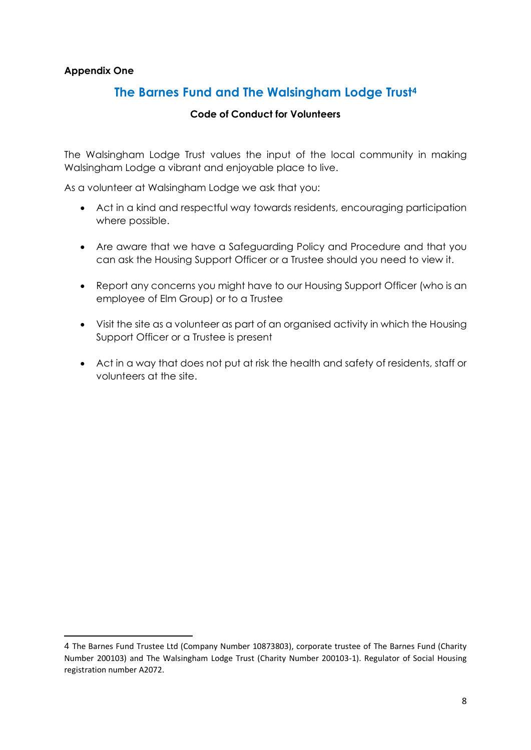**Appendix One**

## The Barnes Fund and The Walsingham Lodge Trust[4]

### Code of Conduct for Volunteers

The Walsingham Lodge Trust values the input of the local community in making Walsingham Lodge a vibrant and enjoyable place to live.

As a volunteer at Walsingham Lodge we ask that you:

- Act in a kind and respectful way towards residents, encouraging participation where possible.
- Are aware that we have a Safeguarding Policy and Procedure and that you can ask the Housing Support Officer or a Trustee should you need to view it.
- Report any concerns you might have to our Housing Support Officer (who is an employee of Elm Group) or to a Trustee
- Visit the site as a volunteer as part of an organised activity in which the Housing Support Officer or a Trustee is present
- Act in a way that does not put at risk the health and safety of residents, staff or volunteers at the site.

---

4 The Barnes Fund Trustee Ltd (Company Number 10873803), corporate trustee of The Barnes Fund (Charity Number 200103) and The Walsingham Lodge Trust (Charity Number 200103-1). Regulator of Social Housing registration number A2072.